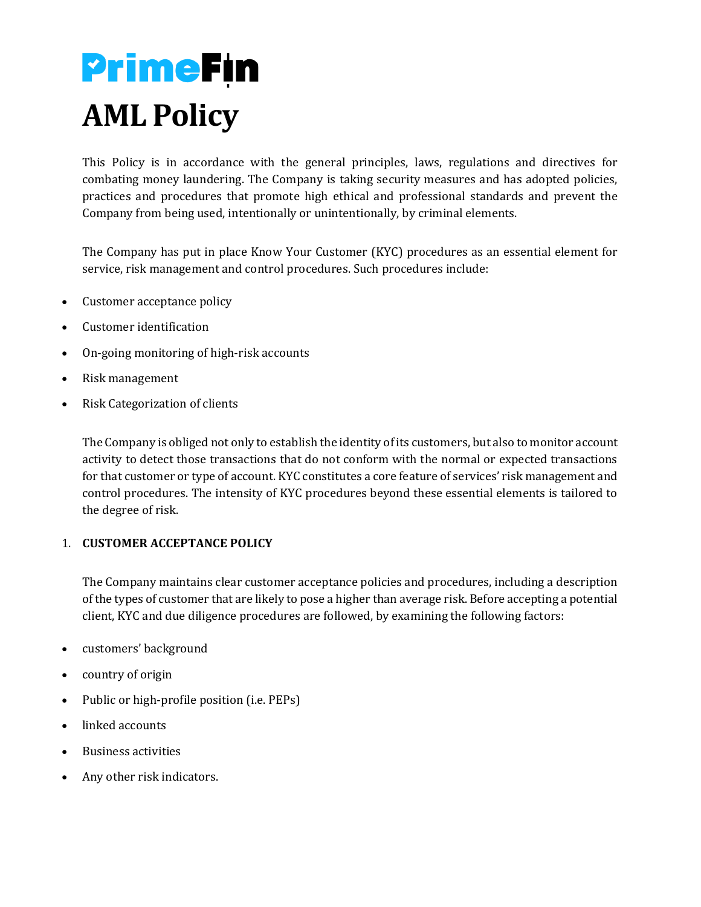PrimeFin

# AML Policy

This Policy is in accordance with the general principles, laws, regulations and directives for combating money laundering. The Company is taking security measures and has adopted policies, practices and procedures that promote high ethical and professional standards and prevent the Company from being used, intentionally or unintentionally, by criminal elements.

The Company has put in place Know Your Customer (KYC) procedures as an essential element for service, risk management and control procedures. Such procedures include:

- Customer acceptance policy
- Customer identification
- On-going monitoring of high-risk accounts
- Risk management
- Risk Categorization of clients

The Company is obliged not only to establish the identity of its customers, but also to monitor account activity to detect those transactions that do not conform with the normal or expected transactions for that customer or type of account. KYC constitutes a core feature of services' risk management and control procedures. The intensity of KYC procedures beyond these essential elements is tailored to the degree of risk.

## 1. CUSTOMER ACCEPTANCE POLICY

The Company maintains clear customer acceptance policies and procedures, including a description of the types of customer that are likely to pose a higher than average risk. Before accepting a potential client, KYC and due diligence procedures are followed, by examining the following factors:

- customers' background
- country of origin
- Public or high-profile position (i.e. PEPs)
- linked accounts
- Business activities
- Any other risk indicators.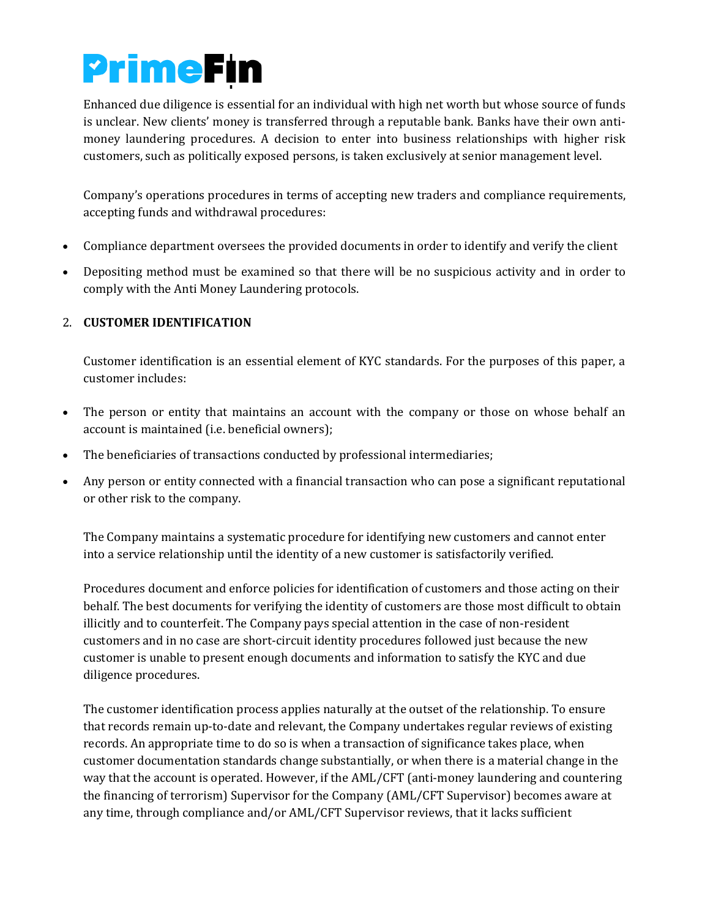Enhanced due diligence is essential for an individual with high net worth but whose source of funds is unclear. New clients' money is transferred through a reputable bank. Banks have their own anti-money laundering procedures. A decision to enter into business relationships with higher risk customers, such as politically exposed persons, is taken exclusively at senior management level.

Company's operations procedures in terms of accepting new traders and compliance requirements, accepting funds and withdrawal procedures:

- Compliance department oversees the provided documents in order to identify and verify the client
- Depositing method must be examined so that there will be no suspicious activity and in order to comply with the Anti Money Laundering protocols.

## 2. CUSTOMER IDENTIFICATION

Customer identification is an essential element of KYC standards. For the purposes of this paper, a customer includes:

- The person or entity that maintains an account with the company or those on whose behalf an account is maintained (i.e. beneficial owners);
- The beneficiaries of transactions conducted by professional intermediaries;
- Any person or entity connected with a financial transaction who can pose a significant reputational or other risk to the company.

The Company maintains a systematic procedure for identifying new customers and cannot enter into a service relationship until the identity of a new customer is satisfactorily verified.

Procedures document and enforce policies for identification of customers and those acting on their behalf. The best documents for verifying the identity of customers are those most difficult to obtain illicitly and to counterfeit. The Company pays special attention in the case of non-resident customers and in no case are short-circuit identity procedures followed just because the new customer is unable to present enough documents and information to satisfy the KYC and due diligence procedures.

The customer identification process applies naturally at the outset of the relationship. To ensure that records remain up-to-date and relevant, the Company undertakes regular reviews of existing records. An appropriate time to do so is when a transaction of significance takes place, when customer documentation standards change substantially, or when there is a material change in the way that the account is operated. However, if the AML/CFT (anti-money laundering and countering the financing of terrorism) Supervisor for the Company (AML/CFT Supervisor) becomes aware at any time, through compliance and/or AML/CFT Supervisor reviews, that it lacks sufficient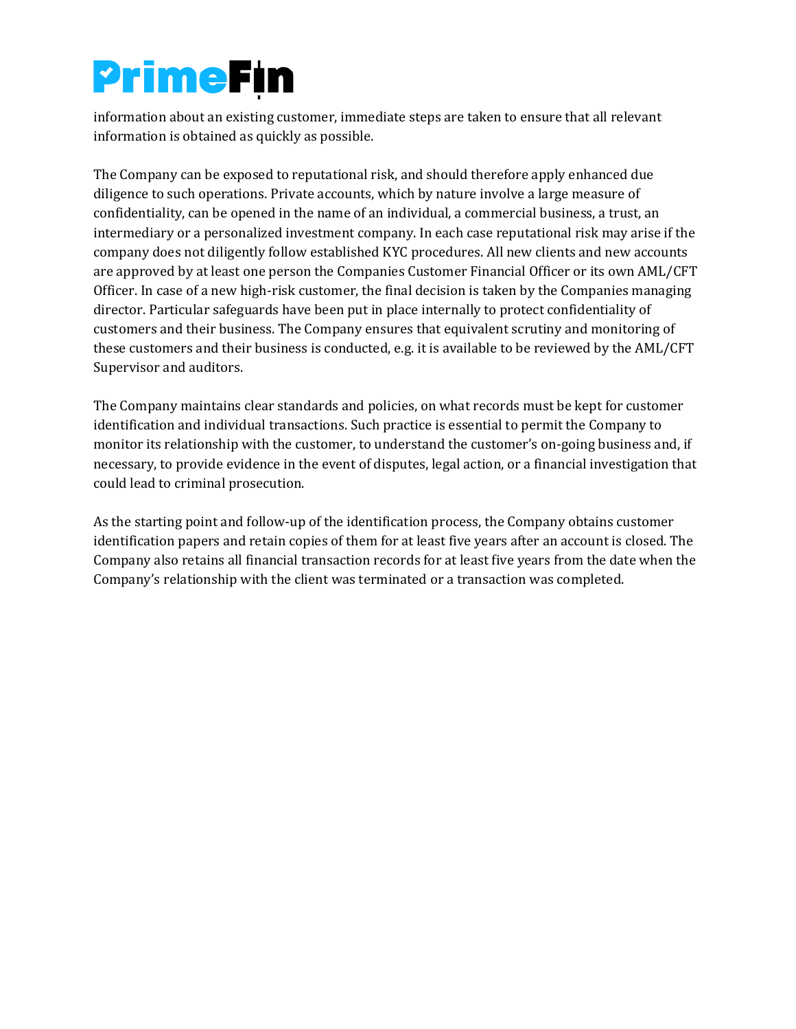information about an existing customer, immediate steps are taken to ensure that all relevant information is obtained as quickly as possible.

The Company can be exposed to reputational risk, and should therefore apply enhanced due diligence to such operations. Private accounts, which by nature involve a large measure of confidentiality, can be opened in the name of an individual, a commercial business, a trust, an intermediary or a personalized investment company. In each case reputational risk may arise if the company does not diligently follow established KYC procedures. All new clients and new accounts are approved by at least one person the Companies Customer Financial Officer or its own AML/CFT Officer. In case of a new high-risk customer, the final decision is taken by the Companies managing director. Particular safeguards have been put in place internally to protect confidentiality of customers and their business. The Company ensures that equivalent scrutiny and monitoring of these customers and their business is conducted, e.g. it is available to be reviewed by the AML/CFT Supervisor and auditors.

The Company maintains clear standards and policies, on what records must be kept for customer identification and individual transactions. Such practice is essential to permit the Company to monitor its relationship with the customer, to understand the customer's on-going business and, if necessary, to provide evidence in the event of disputes, legal action, or a financial investigation that could lead to criminal prosecution.

As the starting point and follow-up of the identification process, the Company obtains customer identification papers and retain copies of them for at least five years after an account is closed. The Company also retains all financial transaction records for at least five years from the date when the Company's relationship with the client was terminated or a transaction was completed.